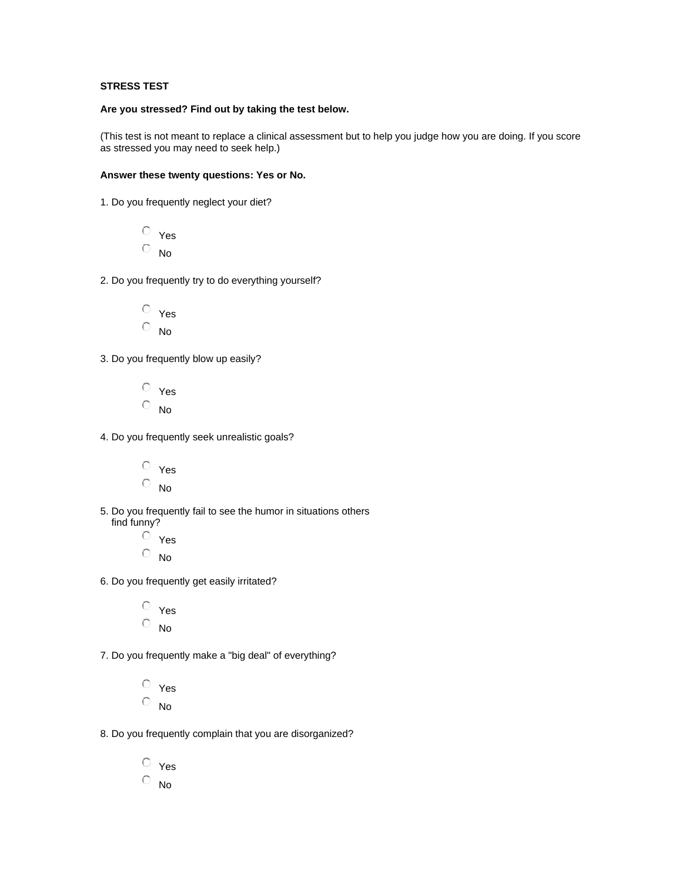**STRESS TEST**

**Are you stressed? Find out by taking the test below.**

(This test is not meant to replace a clinical assessment but to help you judge how you are doing. If you score as stressed you may need to seek help.)

**Answer these twenty questions: Yes or No.**

1. Do you frequently neglect your diet?

- ○ Yes
- ○ No

2. Do you frequently try to do everything yourself?

- ○ Yes
- ○ No

3. Do you frequently blow up easily?

- ○ Yes
- ○ No

4. Do you frequently seek unrealistic goals?

- ○ Yes
- ○ No

5. Do you frequently fail to see the humor in situations others find funny?

- ○ Yes
- ○ No

6. Do you frequently get easily irritated?

- ○ Yes
- ○ No

7. Do you frequently make a "big deal" of everything?

- ○ Yes
- ○ No

8. Do you frequently complain that you are disorganized?

- ○ Yes
- ○ No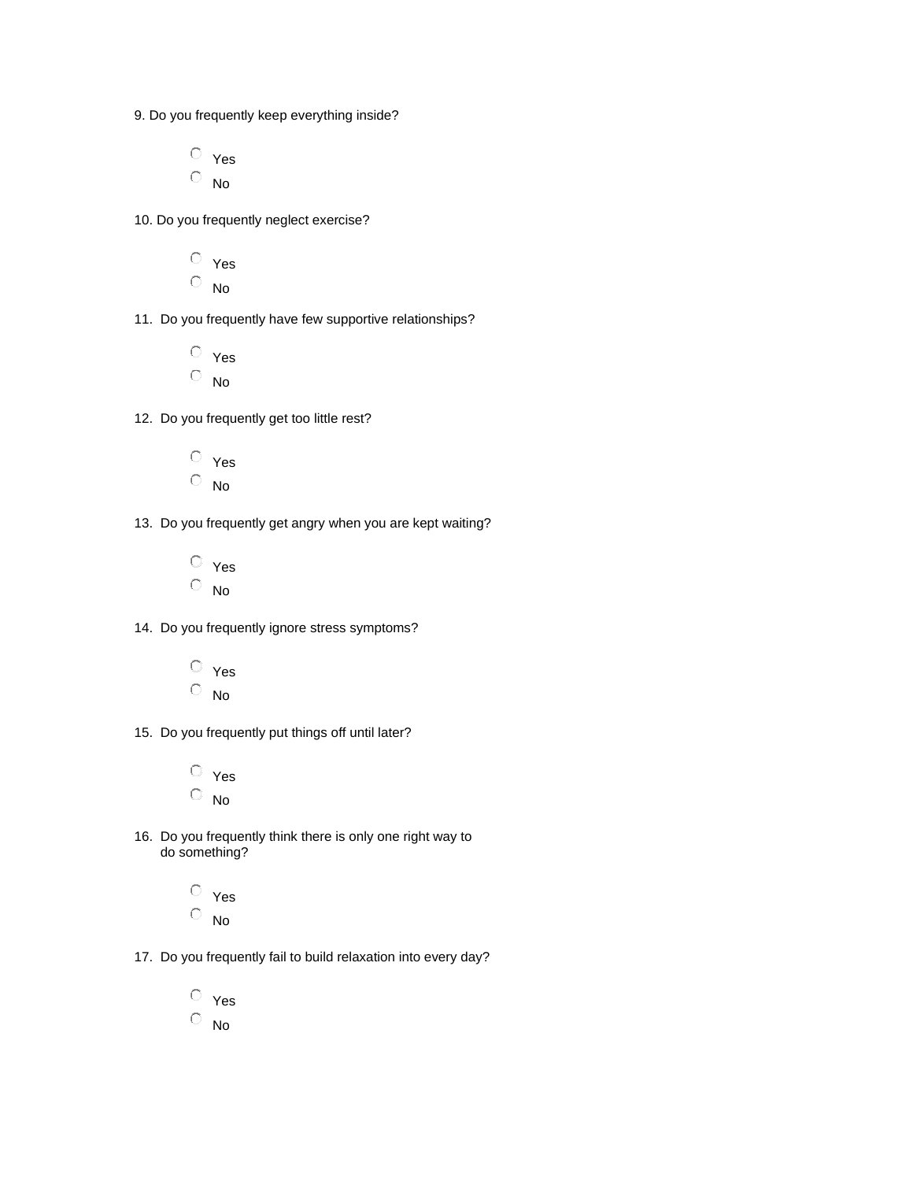9. Do you frequently keep everything inside?

- ○ Yes
- ○ No

10. Do you frequently neglect exercise?

- ○ Yes
- ○ No

11. Do you frequently have few supportive relationships?

- ○ Yes
- ○ No

12. Do you frequently get too little rest?

- ○ Yes
- ○ No

13. Do you frequently get angry when you are kept waiting?

- ○ Yes
- ○ No

14. Do you frequently ignore stress symptoms?

- ○ Yes
- ○ No

15. Do you frequently put things off until later?

- ○ Yes
- ○ No

16. Do you frequently think there is only one right way to do something?

- ○ Yes
- ○ No

17. Do you frequently fail to build relaxation into every day?

- ○ Yes
- ○ No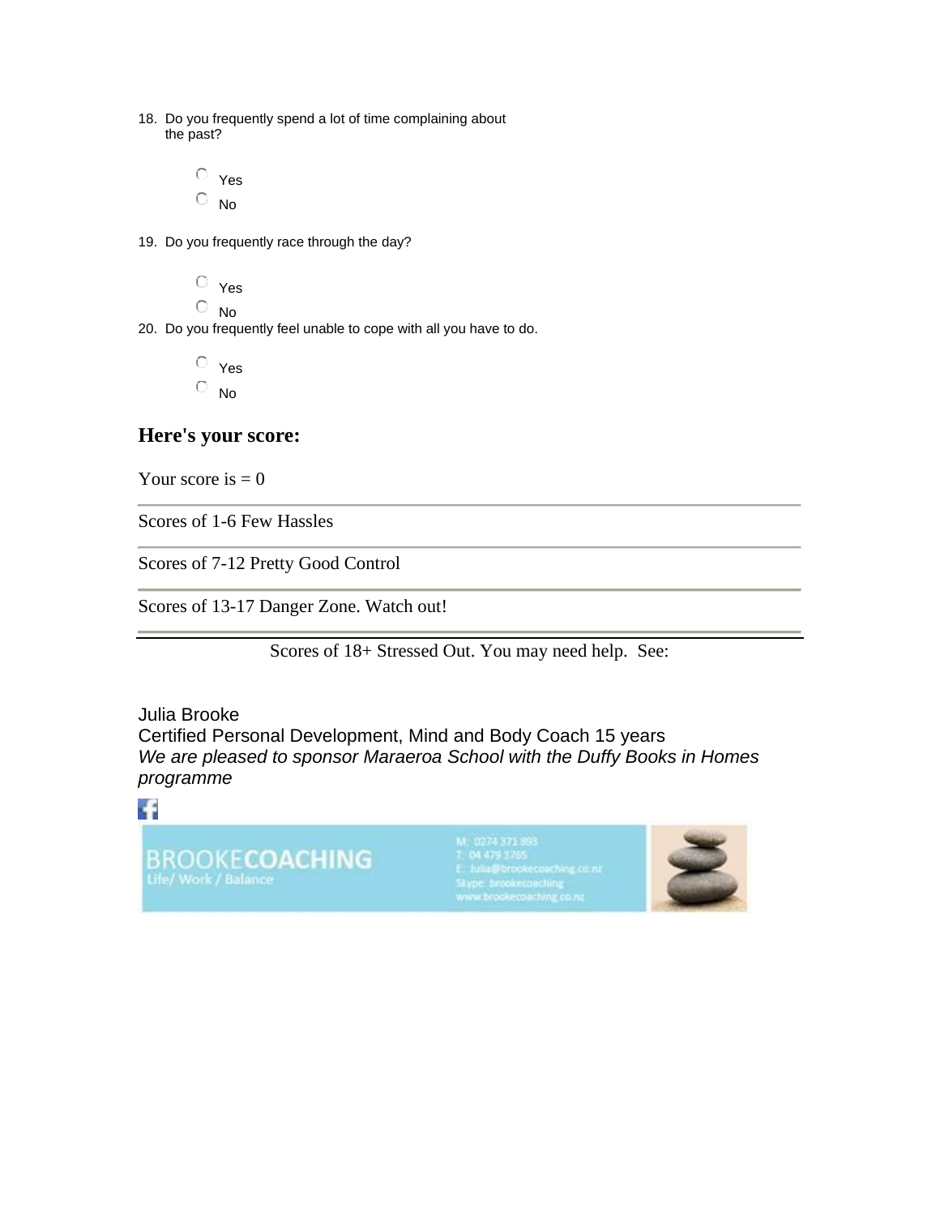18. Do you frequently spend a lot of time complaining about the past?

   - Yes
   - No

19. Do you frequently race through the day?

   - Yes
   - No

20. Do you frequently feel unable to cope with all you have to do.

   - Yes
   - No

## Here's your score:

Your score is = 0

Scores of 1-6 Few Hassles

Scores of 7-12 Pretty Good Control

Scores of 13-17 Danger Zone. Watch out!

Scores of 18+ Stressed Out. You may need help. See:

Julia Brooke
Certified Personal Development, Mind and Body Coach 15 years
*We are pleased to sponsor Maraeroa School with the Duffy Books in Homes programme*

BROOKE**COACHING**
Life/ Work / Balance

M: 0274 371 893
T: 04 479 3765
E: Julia@brookecoaching.co.nz
Skype: brookecoaching
www.brookecoaching.co.nz